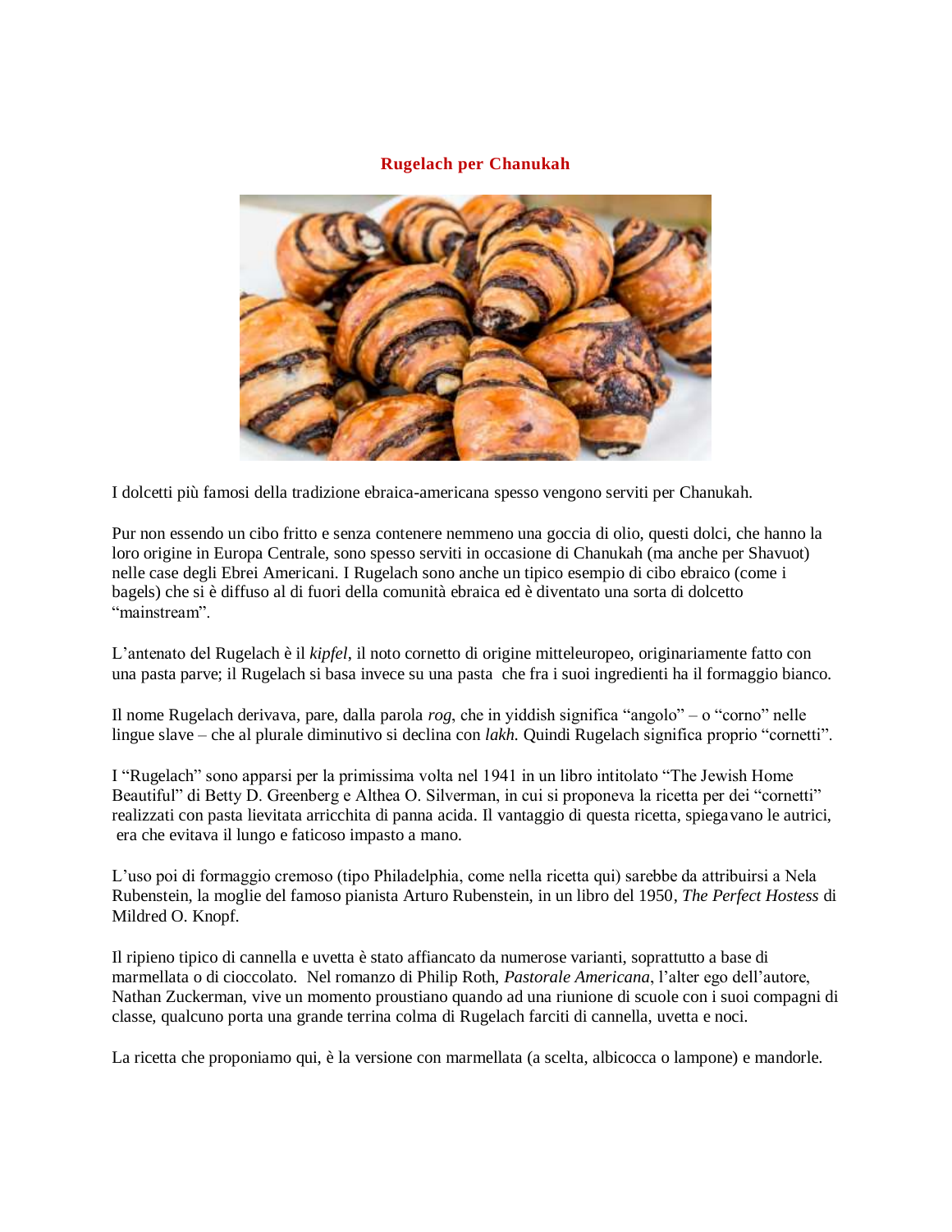# Rugelach per Chanukah

I dolcetti più famosi della tradizione ebraica-americana spesso vengono serviti per Chanukah.

Pur non essendo un cibo fritto e senza contenere nemmeno una goccia di olio, questi dolci, che hanno la loro origine in Europa Centrale, sono spesso serviti in occasione di Chanukah (ma anche per Shavuot) nelle case degli Ebrei Americani. I Rugelach sono anche un tipico esempio di cibo ebraico (come i bagels) che si è diffuso al di fuori della comunità ebraica ed è diventato una sorta di dolcetto "mainstream".

L'antenato del Rugelach è il *kipfel*, il noto cornetto di origine mitteleuropeo, originariamente fatto con una pasta parve; il Rugelach si basa invece su una pasta che fra i suoi ingredienti ha il formaggio bianco.

Il nome Rugelach derivava, pare, dalla parola *rog*, che in yiddish significa "angolo" – o "corno" nelle lingue slave – che al plurale diminutivo si declina con *lakh.* Quindi Rugelach significa proprio "cornetti".

I "Rugelach" sono apparsi per la primissima volta nel 1941 in un libro intitolato "The Jewish Home Beautiful" di Betty D. Greenberg e Althea O. Silverman, in cui si proponeva la ricetta per dei "cornetti" realizzati con pasta lievitata arricchita di panna acida. Il vantaggio di questa ricetta, spiegavano le autrici, era che evitava il lungo e faticoso impasto a mano.

L'uso poi di formaggio cremoso (tipo Philadelphia, come nella ricetta qui) sarebbe da attribuirsi a Nela Rubenstein, la moglie del famoso pianista Arturo Rubenstein, in un libro del 1950, *The Perfect Hostess* di Mildred O. Knopf.

Il ripieno tipico di cannella e uvetta è stato affiancato da numerose varianti, soprattutto a base di marmellata o di cioccolato. Nel romanzo di Philip Roth, *Pastorale Americana*, l'alter ego dell'autore, Nathan Zuckerman, vive un momento proustiano quando ad una riunione di scuole con i suoi compagni di classe, qualcuno porta una grande terrina colma di Rugelach farciti di cannella, uvetta e noci.

La ricetta che proponiamo qui, è la versione con marmellata (a scelta, albicocca o lampone) e mandorle.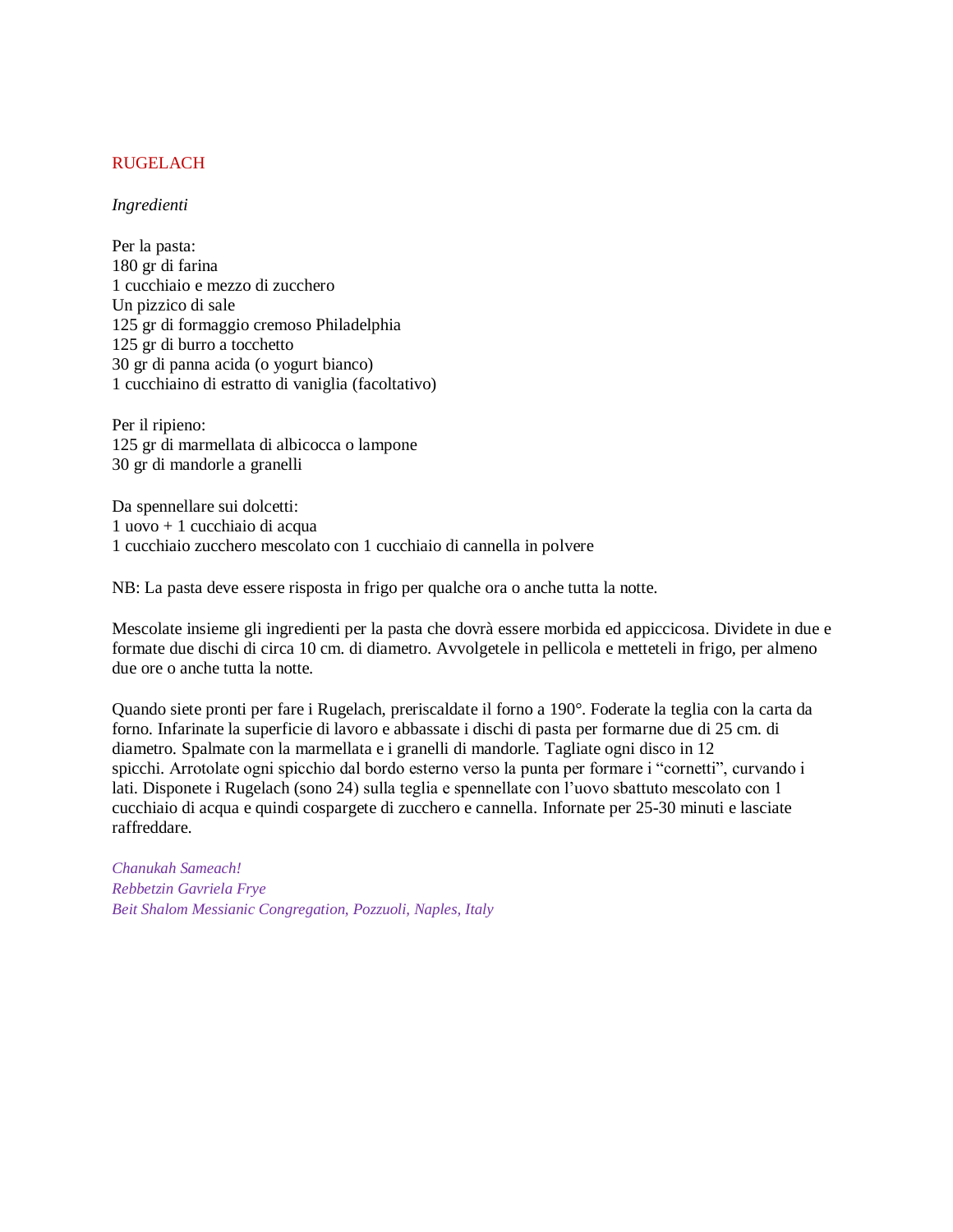# RUGELACH

*Ingredienti*

Per la pasta:
180 gr di farina
1 cucchiaio e mezzo di zucchero
Un pizzico di sale
125 gr di formaggio cremoso Philadelphia
125 gr di burro a tocchetto
30 gr di panna acida (o yogurt bianco)
1 cucchiaino di estratto di vaniglia (facoltativo)

Per il ripieno:
125 gr di marmellata di albicocca o lampone
30 gr di mandorle a granelli

Da spennellare sui dolcetti:
1 uovo + 1 cucchiaio di acqua
1 cucchiaio zucchero mescolato con 1 cucchiaio di cannella in polvere

NB: La pasta deve essere risposta in frigo per qualche ora o anche tutta la notte.

Mescolate insieme gli ingredienti per la pasta che dovrà essere morbida ed appiccicosa. Dividete in due e formate due dischi di circa 10 cm. di diametro. Avvolgetele in pellicola e metteteli in frigo, per almeno due ore o anche tutta la notte.

Quando siete pronti per fare i Rugelach, preriscaldate il forno a 190°. Foderate la teglia con la carta da forno. Infarinate la superficie di lavoro e abbassate i dischi di pasta per formarne due di 25 cm. di diametro. Spalmate con la marmellata e i granelli di mandorle. Tagliate ogni disco in 12 spicchi. Arrotolate ogni spicchio dal bordo esterno verso la punta per formare i "cornetti", curvando i lati. Disponete i Rugelach (sono 24) sulla teglia e spennellate con l'uovo sbattuto mescolato con 1 cucchiaio di acqua e quindi cospargete di zucchero e cannella. Infornate per 25-30 minuti e lasciate raffreddare.

*Chanukah Sameach!*
*Rebbetzin Gavriela Frye*
*Beit Shalom Messianic Congregation, Pozzuoli, Naples, Italy*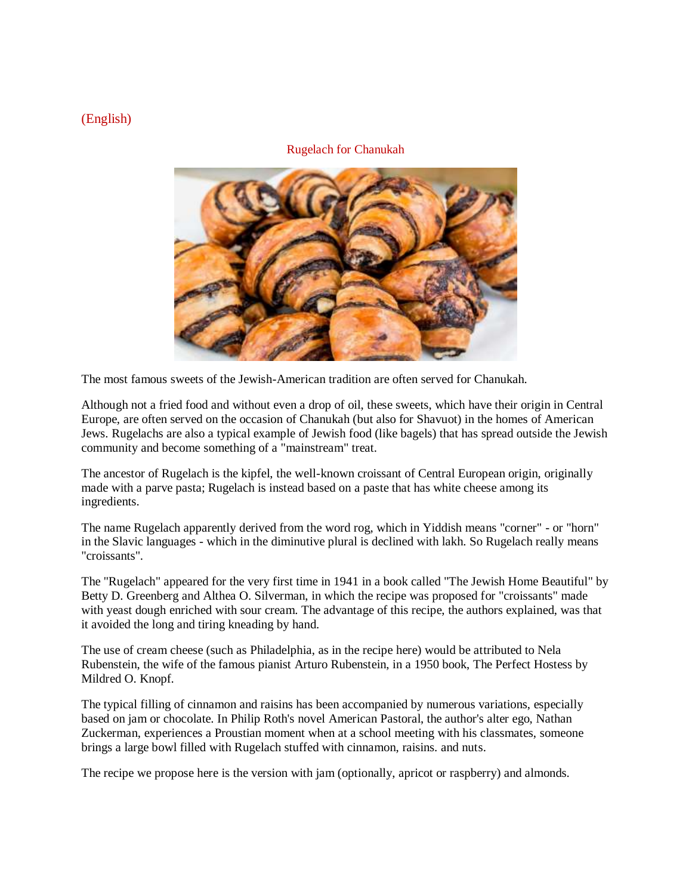(English)

## Rugelach for Chanukah

The most famous sweets of the Jewish-American tradition are often served for Chanukah.

Although not a fried food and without even a drop of oil, these sweets, which have their origin in Central Europe, are often served on the occasion of Chanukah (but also for Shavuot) in the homes of American Jews. Rugelachs are also a typical example of Jewish food (like bagels) that has spread outside the Jewish community and become something of a "mainstream" treat.

The ancestor of Rugelach is the kipfel, the well-known croissant of Central European origin, originally made with a parve pasta; Rugelach is instead based on a paste that has white cheese among its ingredients.

The name Rugelach apparently derived from the word rog, which in Yiddish means "corner" - or "horn" in the Slavic languages - which in the diminutive plural is declined with lakh. So Rugelach really means "croissants".

The "Rugelach" appeared for the very first time in 1941 in a book called "The Jewish Home Beautiful" by Betty D. Greenberg and Althea O. Silverman, in which the recipe was proposed for "croissants" made with yeast dough enriched with sour cream. The advantage of this recipe, the authors explained, was that it avoided the long and tiring kneading by hand.

The use of cream cheese (such as Philadelphia, as in the recipe here) would be attributed to Nela Rubenstein, the wife of the famous pianist Arturo Rubenstein, in a 1950 book, The Perfect Hostess by Mildred O. Knopf.

The typical filling of cinnamon and raisins has been accompanied by numerous variations, especially based on jam or chocolate. In Philip Roth's novel American Pastoral, the author's alter ego, Nathan Zuckerman, experiences a Proustian moment when at a school meeting with his classmates, someone brings a large bowl filled with Rugelach stuffed with cinnamon, raisins. and nuts.

The recipe we propose here is the version with jam (optionally, apricot or raspberry) and almonds.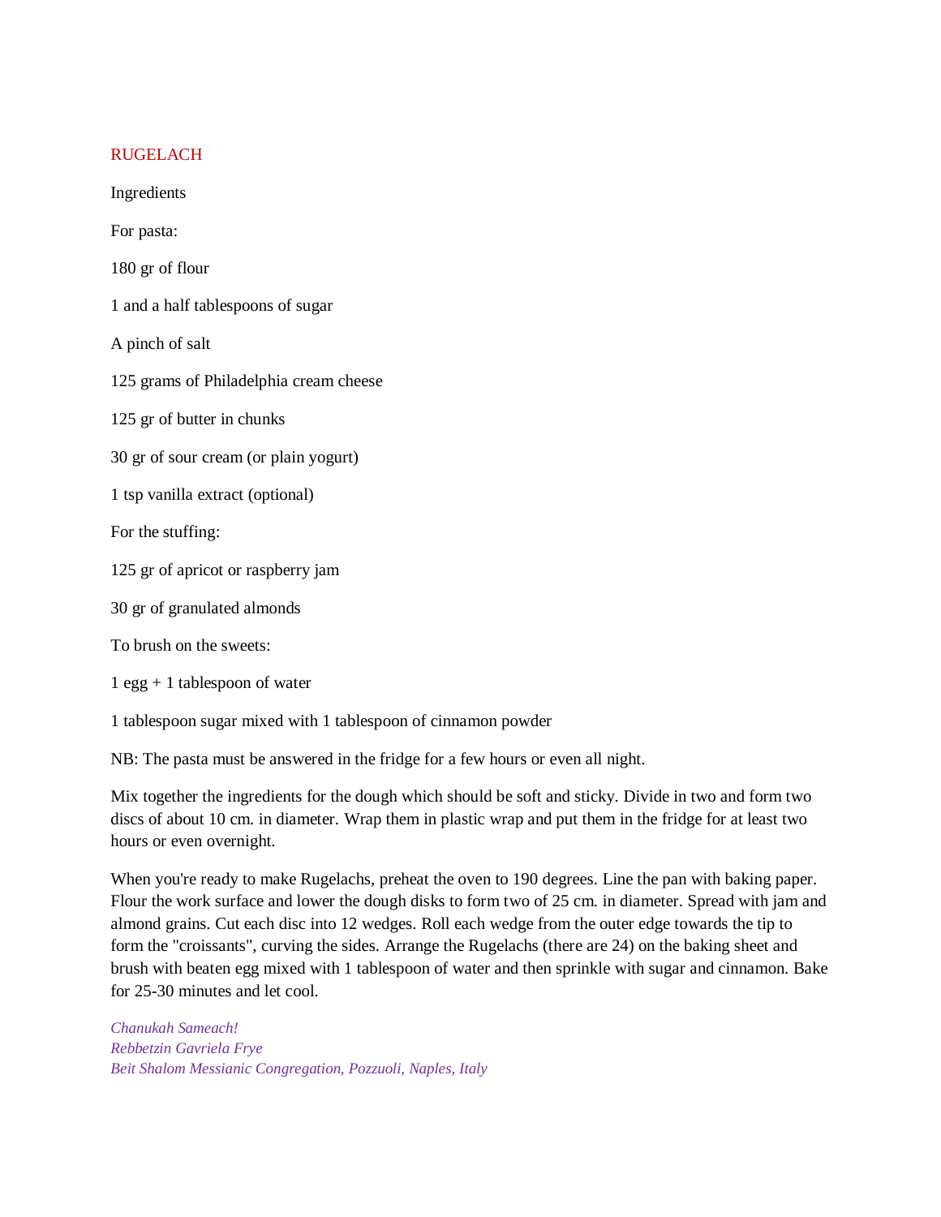## RUGELACH

Ingredients

For pasta:

180 gr of flour

1 and a half tablespoons of sugar

A pinch of salt

125 grams of Philadelphia cream cheese

125 gr of butter in chunks

30 gr of sour cream (or plain yogurt)

1 tsp vanilla extract (optional)

For the stuffing:

125 gr of apricot or raspberry jam

30 gr of granulated almonds

To brush on the sweets:

1 egg + 1 tablespoon of water

1 tablespoon sugar mixed with 1 tablespoon of cinnamon powder

NB: The pasta must be answered in the fridge for a few hours or even all night.

Mix together the ingredients for the dough which should be soft and sticky. Divide in two and form two discs of about 10 cm. in diameter. Wrap them in plastic wrap and put them in the fridge for at least two hours or even overnight.

When you're ready to make Rugelachs, preheat the oven to 190 degrees. Line the pan with baking paper. Flour the work surface and lower the dough disks to form two of 25 cm. in diameter. Spread with jam and almond grains. Cut each disc into 12 wedges. Roll each wedge from the outer edge towards the tip to form the "croissants", curving the sides. Arrange the Rugelachs (there are 24) on the baking sheet and brush with beaten egg mixed with 1 tablespoon of water and then sprinkle with sugar and cinnamon. Bake for 25-30 minutes and let cool.

*Chanukah Sameach!*
*Rebbetzin Gavriela Frye*
*Beit Shalom Messianic Congregation, Pozzuoli, Naples, Italy*